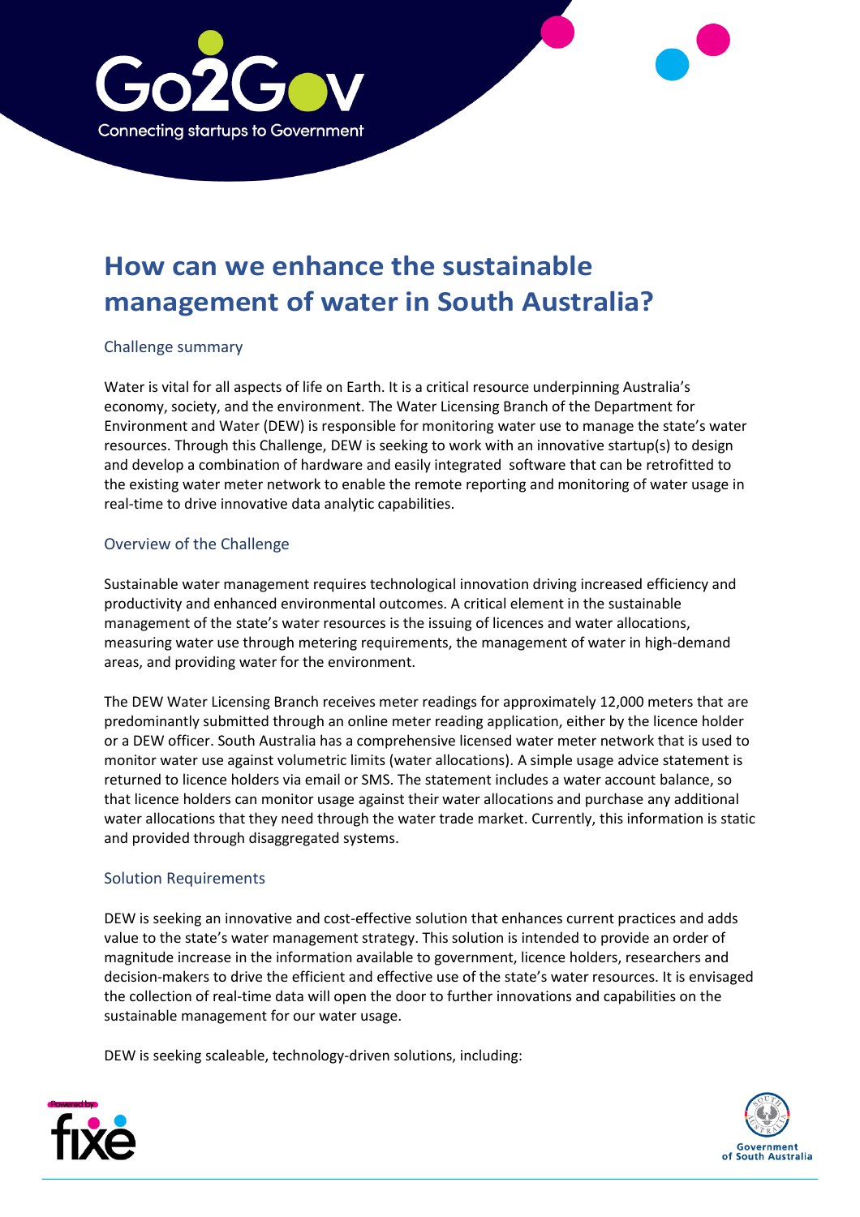# How can we enhance the sustainable management of water in South Australia?

## Challenge summary

Water is vital for all aspects of life on Earth. It is a critical resource underpinning Australia's economy, society, and the environment. The Water Licensing Branch of the Department for Environment and Water (DEW) is responsible for monitoring water use to manage the state's water resources. Through this Challenge, DEW is seeking to work with an innovative startup(s) to design and develop a combination of hardware and easily integrated software that can be retrofitted to the existing water meter network to enable the remote reporting and monitoring of water usage in real-time to drive innovative data analytic capabilities.

## Overview of the Challenge

Sustainable water management requires technological innovation driving increased efficiency and productivity and enhanced environmental outcomes. A critical element in the sustainable management of the state's water resources is the issuing of licences and water allocations, measuring water use through metering requirements, the management of water in high-demand areas, and providing water for the environment.

The DEW Water Licensing Branch receives meter readings for approximately 12,000 meters that are predominantly submitted through an online meter reading application, either by the licence holder or a DEW officer. South Australia has a comprehensive licensed water meter network that is used to monitor water use against volumetric limits (water allocations). A simple usage advice statement is returned to licence holders via email or SMS. The statement includes a water account balance, so that licence holders can monitor usage against their water allocations and purchase any additional water allocations that they need through the water trade market. Currently, this information is static and provided through disaggregated systems.

## Solution Requirements

DEW is seeking an innovative and cost-effective solution that enhances current practices and adds value to the state's water management strategy. This solution is intended to provide an order of magnitude increase in the information available to government, licence holders, researchers and decision-makers to drive the efficient and effective use of the state's water resources. It is envisaged the collection of real-time data will open the door to further innovations and capabilities on the sustainable management for our water usage.

DEW is seeking scaleable, technology-driven solutions, including: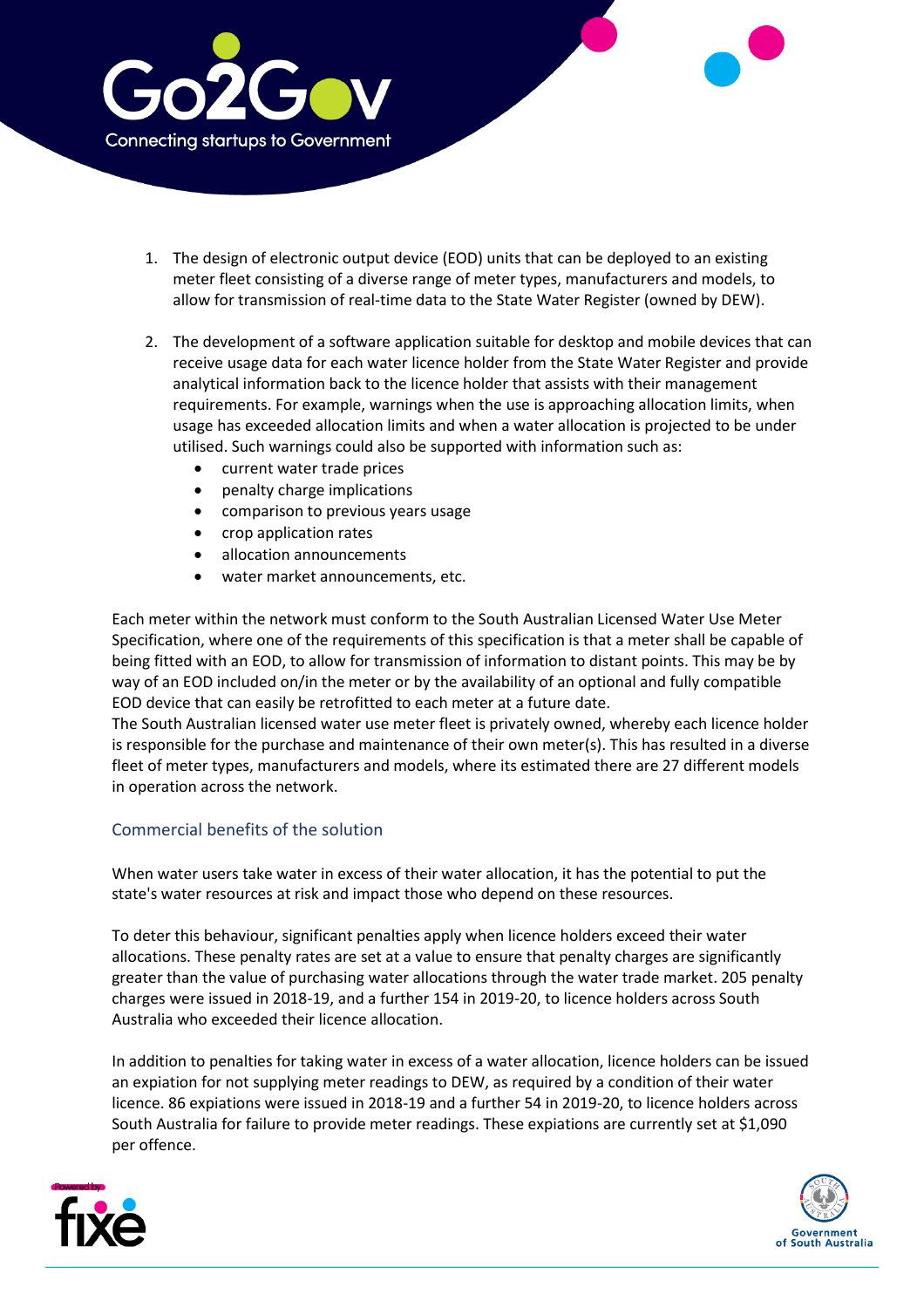1. The design of electronic output device (EOD) units that can be deployed to an existing meter fleet consisting of a diverse range of meter types, manufacturers and models, to allow for transmission of real-time data to the State Water Register (owned by DEW).

2. The development of a software application suitable for desktop and mobile devices that can receive usage data for each water licence holder from the State Water Register and provide analytical information back to the licence holder that assists with their management requirements. For example, warnings when the use is approaching allocation limits, when usage has exceeded allocation limits and when a water allocation is projected to be under utilised. Such warnings could also be supported with information such as:
   - current water trade prices
   - penalty charge implications
   - comparison to previous years usage
   - crop application rates
   - allocation announcements
   - water market announcements, etc.

Each meter within the network must conform to the South Australian Licensed Water Use Meter Specification, where one of the requirements of this specification is that a meter shall be capable of being fitted with an EOD, to allow for transmission of information to distant points. This may be by way of an EOD included on/in the meter or by the availability of an optional and fully compatible EOD device that can easily be retrofitted to each meter at a future date.
The South Australian licensed water use meter fleet is privately owned, whereby each licence holder is responsible for the purchase and maintenance of their own meter(s). This has resulted in a diverse fleet of meter types, manufacturers and models, where its estimated there are 27 different models in operation across the network.

## Commercial benefits of the solution

When water users take water in excess of their water allocation, it has the potential to put the state's water resources at risk and impact those who depend on these resources.

To deter this behaviour, significant penalties apply when licence holders exceed their water allocations. These penalty rates are set at a value to ensure that penalty charges are significantly greater than the value of purchasing water allocations through the water trade market. 205 penalty charges were issued in 2018-19, and a further 154 in 2019-20, to licence holders across South Australia who exceeded their licence allocation.

In addition to penalties for taking water in excess of a water allocation, licence holders can be issued an expiation for not supplying meter readings to DEW, as required by a condition of their water licence. 86 expiations were issued in 2018-19 and a further 54 in 2019-20, to licence holders across South Australia for failure to provide meter readings. These expiations are currently set at $1,090 per offence.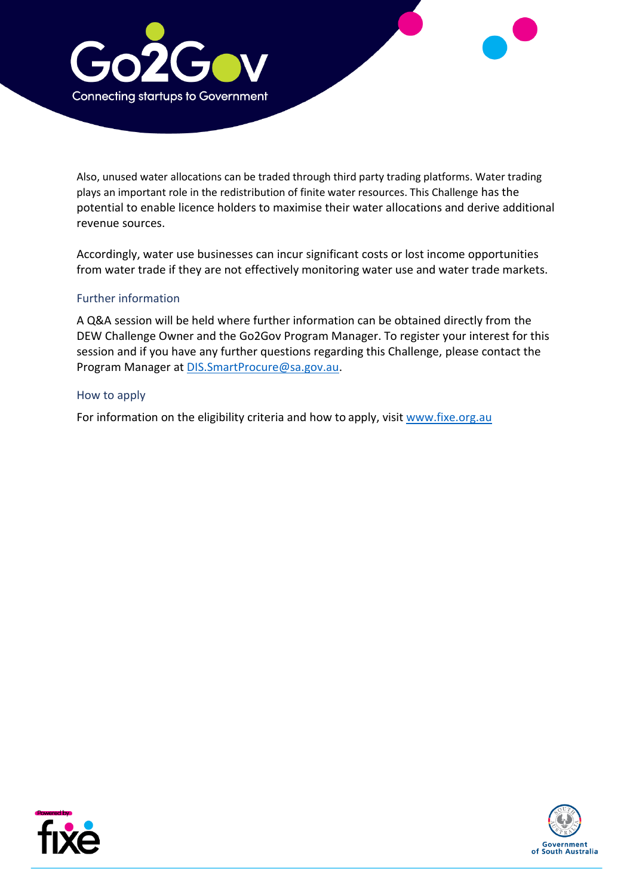Also, unused water allocations can be traded through third party trading platforms. Water trading plays an important role in the redistribution of finite water resources. This Challenge has the potential to enable licence holders to maximise their water allocations and derive additional revenue sources.

Accordingly, water use businesses can incur significant costs or lost income opportunities from water trade if they are not effectively monitoring water use and water trade markets.

### Further information

A Q&A session will be held where further information can be obtained directly from the DEW Challenge Owner and the Go2Gov Program Manager. To register your interest for this session and if you have any further questions regarding this Challenge, please contact the Program Manager at DIS.SmartProcure@sa.gov.au.

### How to apply

For information on the eligibility criteria and how to apply, visit www.fixe.org.au